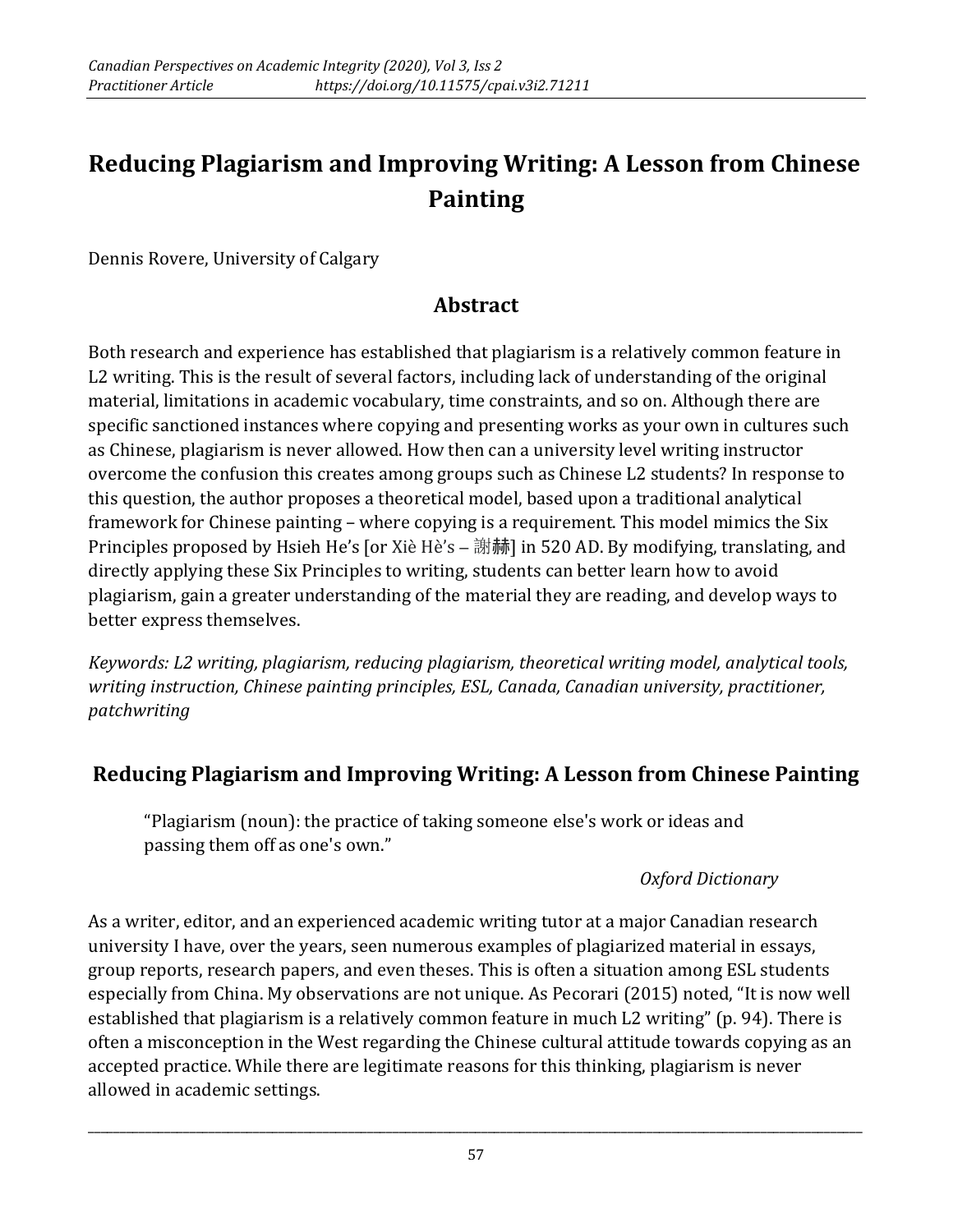# Reducing Plagiarism and Improving Writing: A Lesson from Chinese Painting

Dennis Rovere, University of Calgary

## Abstract

Both research and experience has established that plagiarism is a relatively common feature in L2 writing. This is the result of several factors, including lack of understanding of the original material, limitations in academic vocabulary, time constraints, and so on. Although there are specific sanctioned instances where copying and presenting works as your own in cultures such as Chinese, plagiarism is never allowed. How then can a university level writing instructor overcome the confusion this creates among groups such as Chinese L2 students? In response to this question, the author proposes a theoretical model, based upon a traditional analytical framework for Chinese painting – where copying is a requirement. This model mimics the Six Principles proposed by Hsieh He's [or Xiè Hè's – 謝赫] in 520 AD. By modifying, translating, and directly applying these Six Principles to writing, students can better learn how to avoid plagiarism, gain a greater understanding of the material they are reading, and develop ways to better express themselves.

*Keywords: L2 writing, plagiarism, reducing plagiarism, theoretical writing model, analytical tools, writing instruction, Chinese painting principles, ESL, Canada, Canadian university, practitioner, patchwriting*

## Reducing Plagiarism and Improving Writing: A Lesson from Chinese Painting

> "Plagiarism (noun): the practice of taking someone else's work or ideas and passing them off as one's own."
>
> *Oxford Dictionary*

As a writer, editor, and an experienced academic writing tutor at a major Canadian research university I have, over the years, seen numerous examples of plagiarized material in essays, group reports, research papers, and even theses. This is often a situation among ESL students especially from China. My observations are not unique. As Pecorari (2015) noted, "It is now well established that plagiarism is a relatively common feature in much L2 writing" (p. 94). There is often a misconception in the West regarding the Chinese cultural attitude towards copying as an accepted practice. While there are legitimate reasons for this thinking, plagiarism is never allowed in academic settings.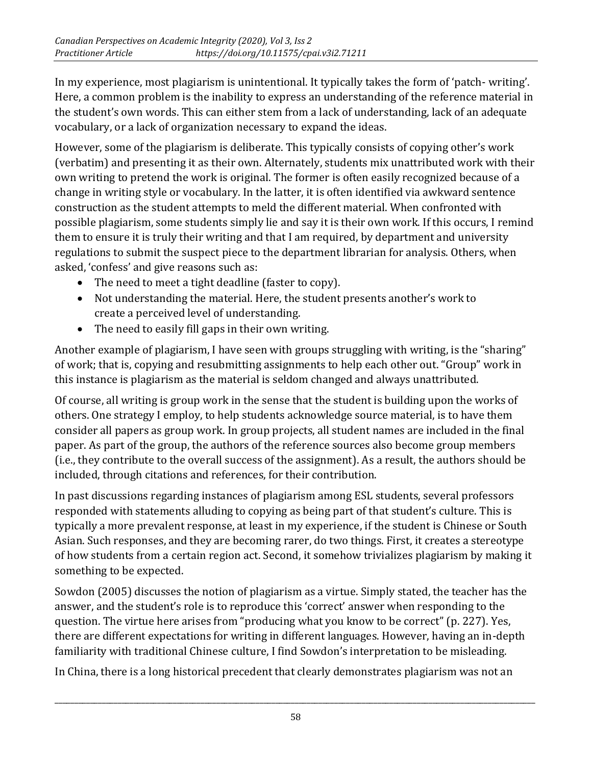In my experience, most plagiarism is unintentional. It typically takes the form of 'patch- writing'. Here, a common problem is the inability to express an understanding of the reference material in the student's own words. This can either stem from a lack of understanding, lack of an adequate vocabulary, or a lack of organization necessary to expand the ideas.

However, some of the plagiarism is deliberate. This typically consists of copying other's work (verbatim) and presenting it as their own. Alternately, students mix unattributed work with their own writing to pretend the work is original. The former is often easily recognized because of a change in writing style or vocabulary. In the latter, it is often identified via awkward sentence construction as the student attempts to meld the different material. When confronted with possible plagiarism, some students simply lie and say it is their own work. If this occurs, I remind them to ensure it is truly their writing and that I am required, by department and university regulations to submit the suspect piece to the department librarian for analysis. Others, when asked, 'confess' and give reasons such as:

- The need to meet a tight deadline (faster to copy).
- Not understanding the material. Here, the student presents another's work to create a perceived level of understanding.
- The need to easily fill gaps in their own writing.

Another example of plagiarism, I have seen with groups struggling with writing, is the "sharing" of work; that is, copying and resubmitting assignments to help each other out. "Group" work in this instance is plagiarism as the material is seldom changed and always unattributed.

Of course, all writing is group work in the sense that the student is building upon the works of others. One strategy I employ, to help students acknowledge source material, is to have them consider all papers as group work. In group projects, all student names are included in the final paper. As part of the group, the authors of the reference sources also become group members (i.e., they contribute to the overall success of the assignment). As a result, the authors should be included, through citations and references, for their contribution.

In past discussions regarding instances of plagiarism among ESL students, several professors responded with statements alluding to copying as being part of that student's culture. This is typically a more prevalent response, at least in my experience, if the student is Chinese or South Asian. Such responses, and they are becoming rarer, do two things. First, it creates a stereotype of how students from a certain region act. Second, it somehow trivializes plagiarism by making it something to be expected.

Sowdon (2005) discusses the notion of plagiarism as a virtue. Simply stated, the teacher has the answer, and the student's role is to reproduce this 'correct' answer when responding to the question. The virtue here arises from "producing what you know to be correct" (p. 227). Yes, there are different expectations for writing in different languages. However, having an in-depth familiarity with traditional Chinese culture, I find Sowdon's interpretation to be misleading.

In China, there is a long historical precedent that clearly demonstrates plagiarism was not an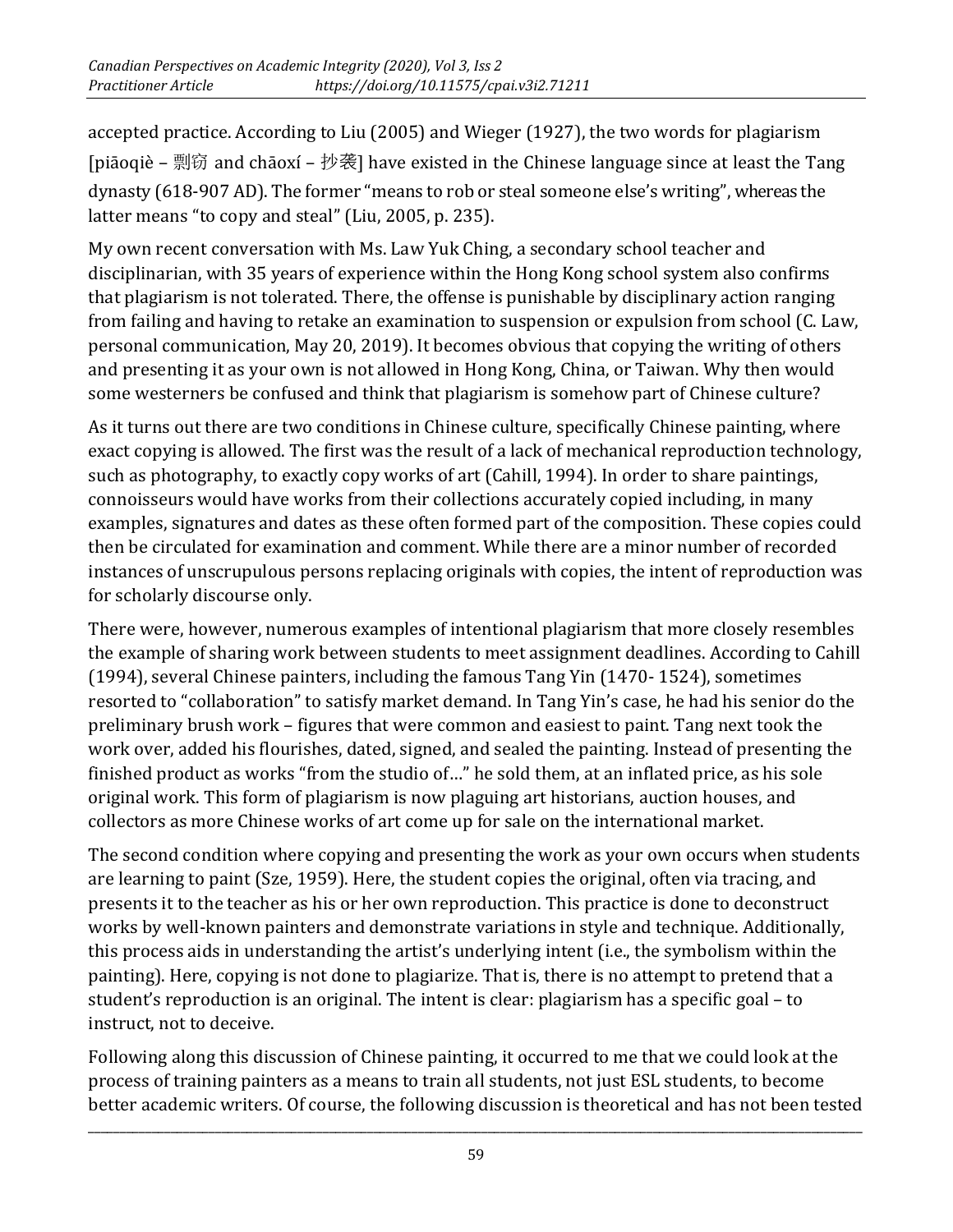accepted practice. According to Liu (2005) and Wieger (1927), the two words for plagiarism [piāoqiè – 剽窃 and chāoxí – 抄袭] have existed in the Chinese language since at least the Tang dynasty (618-907 AD). The former "means to rob or steal someone else's writing", whereas the latter means "to copy and steal" (Liu, 2005, p. 235).

My own recent conversation with Ms. Law Yuk Ching, a secondary school teacher and disciplinarian, with 35 years of experience within the Hong Kong school system also confirms that plagiarism is not tolerated. There, the offense is punishable by disciplinary action ranging from failing and having to retake an examination to suspension or expulsion from school (C. Law, personal communication, May 20, 2019). It becomes obvious that copying the writing of others and presenting it as your own is not allowed in Hong Kong, China, or Taiwan. Why then would some westerners be confused and think that plagiarism is somehow part of Chinese culture?

As it turns out there are two conditions in Chinese culture, specifically Chinese painting, where exact copying is allowed. The first was the result of a lack of mechanical reproduction technology, such as photography, to exactly copy works of art (Cahill, 1994). In order to share paintings, connoisseurs would have works from their collections accurately copied including, in many examples, signatures and dates as these often formed part of the composition. These copies could then be circulated for examination and comment. While there are a minor number of recorded instances of unscrupulous persons replacing originals with copies, the intent of reproduction was for scholarly discourse only.

There were, however, numerous examples of intentional plagiarism that more closely resembles the example of sharing work between students to meet assignment deadlines. According to Cahill (1994), several Chinese painters, including the famous Tang Yin (1470- 1524), sometimes resorted to "collaboration" to satisfy market demand. In Tang Yin's case, he had his senior do the preliminary brush work – figures that were common and easiest to paint. Tang next took the work over, added his flourishes, dated, signed, and sealed the painting. Instead of presenting the finished product as works "from the studio of…" he sold them, at an inflated price, as his sole original work. This form of plagiarism is now plaguing art historians, auction houses, and collectors as more Chinese works of art come up for sale on the international market.

The second condition where copying and presenting the work as your own occurs when students are learning to paint (Sze, 1959). Here, the student copies the original, often via tracing, and presents it to the teacher as his or her own reproduction. This practice is done to deconstruct works by well-known painters and demonstrate variations in style and technique. Additionally, this process aids in understanding the artist's underlying intent (i.e., the symbolism within the painting). Here, copying is not done to plagiarize. That is, there is no attempt to pretend that a student's reproduction is an original. The intent is clear: plagiarism has a specific goal – to instruct, not to deceive.

Following along this discussion of Chinese painting, it occurred to me that we could look at the process of training painters as a means to train all students, not just ESL students, to become better academic writers. Of course, the following discussion is theoretical and has not been tested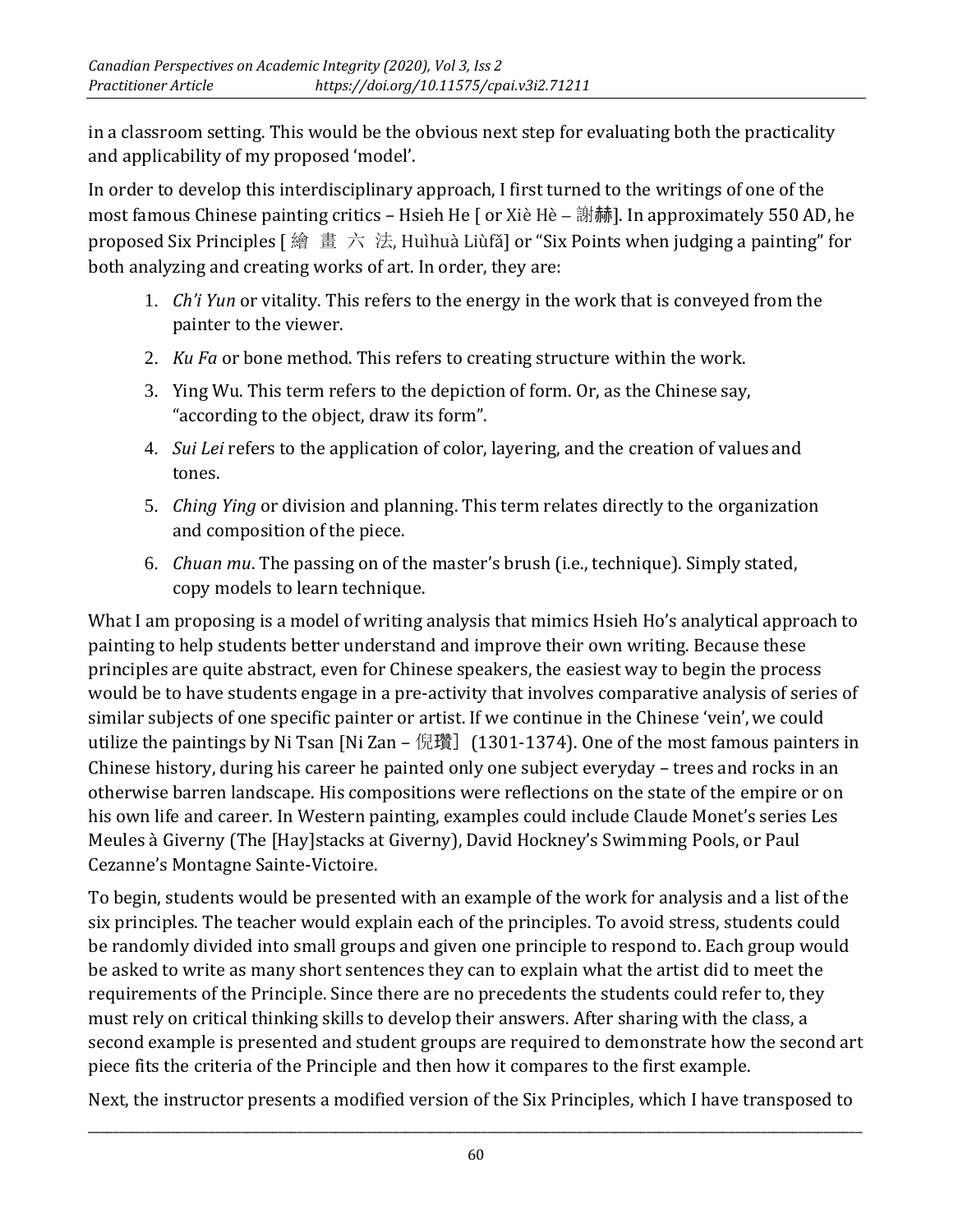in a classroom setting. This would be the obvious next step for evaluating both the practicality and applicability of my proposed 'model'.

In order to develop this interdisciplinary approach, I first turned to the writings of one of the most famous Chinese painting critics – Hsieh He [ or Xiè Hè – 謝赫]. In approximately 550 AD, he proposed Six Principles [ 繪 畫 六 法, Huìhuà Liùfǎ] or "Six Points when judging a painting" for both analyzing and creating works of art. In order, they are:

1. *Ch'i Yun* or vitality. This refers to the energy in the work that is conveyed from the painter to the viewer.
2. *Ku Fa* or bone method. This refers to creating structure within the work.
3. Ying Wu. This term refers to the depiction of form. Or, as the Chinese say, "according to the object, draw its form".
4. *Sui Lei* refers to the application of color, layering, and the creation of values and tones.
5. *Ching Ying* or division and planning. This term relates directly to the organization and composition of the piece.
6. *Chuan mu*. The passing on of the master's brush (i.e., technique). Simply stated, copy models to learn technique.

What I am proposing is a model of writing analysis that mimics Hsieh Ho's analytical approach to painting to help students better understand and improve their own writing. Because these principles are quite abstract, even for Chinese speakers, the easiest way to begin the process would be to have students engage in a pre-activity that involves comparative analysis of series of similar subjects of one specific painter or artist. If we continue in the Chinese 'vein', we could utilize the paintings by Ni Tsan [Ni Zan – 倪瓚] (1301-1374). One of the most famous painters in Chinese history, during his career he painted only one subject everyday – trees and rocks in an otherwise barren landscape. His compositions were reflections on the state of the empire or on his own life and career. In Western painting, examples could include Claude Monet's series Les Meules à Giverny (The [Hay]stacks at Giverny), David Hockney's Swimming Pools, or Paul Cezanne's Montagne Sainte-Victoire.

To begin, students would be presented with an example of the work for analysis and a list of the six principles. The teacher would explain each of the principles. To avoid stress, students could be randomly divided into small groups and given one principle to respond to. Each group would be asked to write as many short sentences they can to explain what the artist did to meet the requirements of the Principle. Since there are no precedents the students could refer to, they must rely on critical thinking skills to develop their answers. After sharing with the class, a second example is presented and student groups are required to demonstrate how the second art piece fits the criteria of the Principle and then how it compares to the first example.

Next, the instructor presents a modified version of the Six Principles, which I have transposed to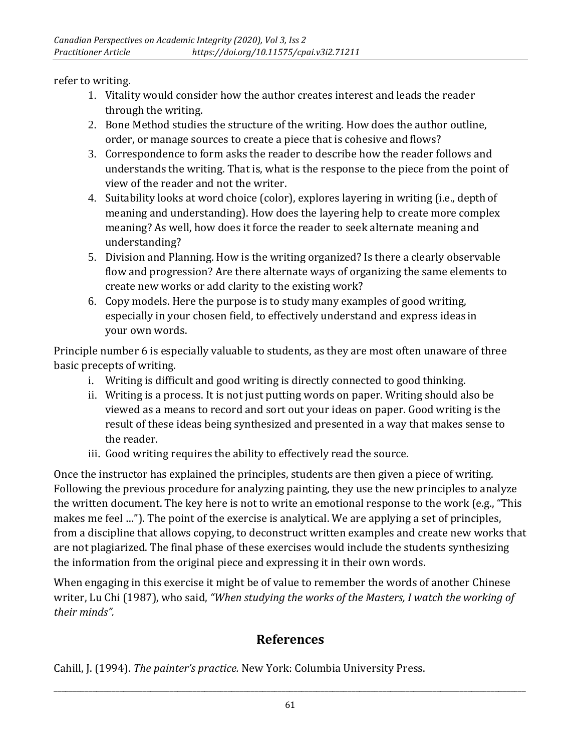refer to writing.

1. Vitality would consider how the author creates interest and leads the reader through the writing.
2. Bone Method studies the structure of the writing. How does the author outline, order, or manage sources to create a piece that is cohesive and flows?
3. Correspondence to form asks the reader to describe how the reader follows and understands the writing. That is, what is the response to the piece from the point of view of the reader and not the writer.
4. Suitability looks at word choice (color), explores layering in writing (i.e., depth of meaning and understanding). How does the layering help to create more complex meaning? As well, how does it force the reader to seek alternate meaning and understanding?
5. Division and Planning. How is the writing organized? Is there a clearly observable flow and progression? Are there alternate ways of organizing the same elements to create new works or add clarity to the existing work?
6. Copy models. Here the purpose is to study many examples of good writing, especially in your chosen field, to effectively understand and express ideas in your own words.

Principle number 6 is especially valuable to students, as they are most often unaware of three basic precepts of writing.

i. Writing is difficult and good writing is directly connected to good thinking.
ii. Writing is a process. It is not just putting words on paper. Writing should also be viewed as a means to record and sort out your ideas on paper. Good writing is the result of these ideas being synthesized and presented in a way that makes sense to the reader.
iii. Good writing requires the ability to effectively read the source.

Once the instructor has explained the principles, students are then given a piece of writing. Following the previous procedure for analyzing painting, they use the new principles to analyze the written document. The key here is not to write an emotional response to the work (e.g., "This makes me feel …"). The point of the exercise is analytical. We are applying a set of principles, from a discipline that allows copying, to deconstruct written examples and create new works that are not plagiarized. The final phase of these exercises would include the students synthesizing the information from the original piece and expressing it in their own words.

When engaging in this exercise it might be of value to remember the words of another Chinese writer, Lu Chi (1987), who said, *"When studying the works of the Masters, I watch the working of their minds".*

## References

Cahill, J. (1994). *The painter's practice.* New York: Columbia University Press.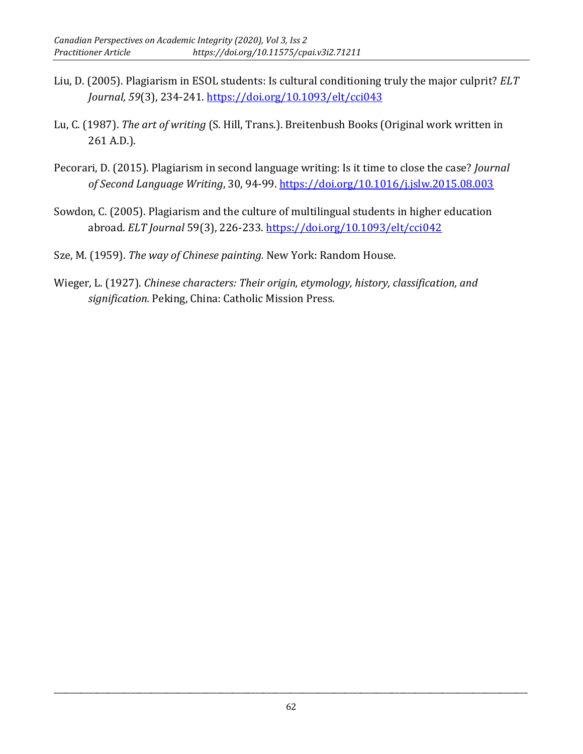Liu, D. (2005). Plagiarism in ESOL students: Is cultural conditioning truly the major culprit? *ELT Journal, 59*(3), 234-241. https://doi.org/10.1093/elt/cci043

Lu, C. (1987). *The art of writing* (S. Hill, Trans.). Breitenbush Books (Original work written in 261 A.D.).

Pecorari, D. (2015). Plagiarism in second language writing: Is it time to close the case? *Journal of Second Language Writing*, 30, 94-99. https://doi.org/10.1016/j.jslw.2015.08.003

Sowdon, C. (2005). Plagiarism and the culture of multilingual students in higher education abroad. *ELT Journal* 59(3), 226-233. https://doi.org/10.1093/elt/cci042

Sze, M. (1959). *The way of Chinese painting.* New York: Random House.

Wieger, L. (1927). *Chinese characters: Their origin, etymology, history, classification, and signification.* Peking, China: Catholic Mission Press.